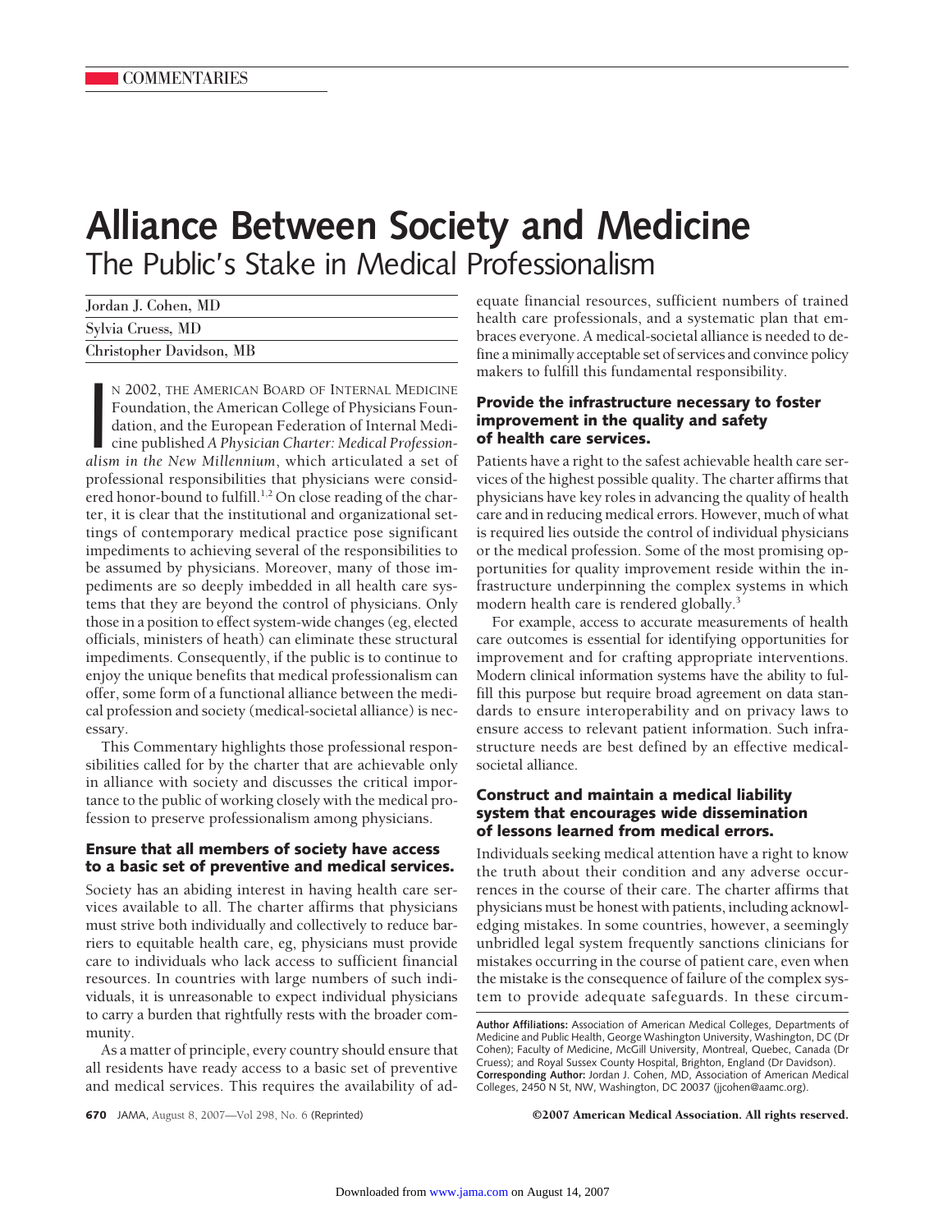COMMENTARIES

# Alliance Between Society and Medicine
## The Public's Stake in Medical Professionalism

Jordan J. Cohen, MD

Sylvia Cruess, MD

Christopher Davidson, MB

IN 2002, THE AMERICAN BOARD OF INTERNAL MEDICINE Foundation, the American College of Physicians Foundation, and the European Federation of Internal Medicine published *A Physician Charter: Medical Professionalism in the New Millennium*, which articulated a set of professional responsibilities that physicians were considered honor-bound to fulfill.[1,2] On close reading of the charter, it is clear that the institutional and organizational settings of contemporary medical practice pose significant impediments to achieving several of the responsibilities to be assumed by physicians. Moreover, many of those impediments are so deeply imbedded in all health care systems that they are beyond the control of physicians. Only those in a position to effect system-wide changes (eg, elected officials, ministers of heath) can eliminate these structural impediments. Consequently, if the public is to continue to enjoy the unique benefits that medical professionalism can offer, some form of a functional alliance between the medical profession and society (medical-societal alliance) is necessary.

This Commentary highlights those professional responsibilities called for by the charter that are achievable only in alliance with society and discusses the critical importance to the public of working closely with the medical profession to preserve professionalism among physicians.

### Ensure that all members of society have access to a basic set of preventive and medical services.

Society has an abiding interest in having health care services available to all. The charter affirms that physicians must strive both individually and collectively to reduce barriers to equitable health care, eg, physicians must provide care to individuals who lack access to sufficient financial resources. In countries with large numbers of such individuals, it is unreasonable to expect individual physicians to carry a burden that rightfully rests with the broader community.

As a matter of principle, every country should ensure that all residents have ready access to a basic set of preventive and medical services. This requires the availability of adequate financial resources, sufficient numbers of trained health care professionals, and a systematic plan that embraces everyone. A medical-societal alliance is needed to define a minimally acceptable set of services and convince policy makers to fulfill this fundamental responsibility.

### Provide the infrastructure necessary to foster improvement in the quality and safety of health care services.

Patients have a right to the safest achievable health care services of the highest possible quality. The charter affirms that physicians have key roles in advancing the quality of health care and in reducing medical errors. However, much of what is required lies outside the control of individual physicians or the medical profession. Some of the most promising opportunities for quality improvement reside within the infrastructure underpinning the complex systems in which modern health care is rendered globally.[3]

For example, access to accurate measurements of health care outcomes is essential for identifying opportunities for improvement and for crafting appropriate interventions. Modern clinical information systems have the ability to fulfill this purpose but require broad agreement on data standards to ensure interoperability and on privacy laws to ensure access to relevant patient information. Such infrastructure needs are best defined by an effective medical-societal alliance.

### Construct and maintain a medical liability system that encourages wide dissemination of lessons learned from medical errors.

Individuals seeking medical attention have a right to know the truth about their condition and any adverse occurrences in the course of their care. The charter affirms that physicians must be honest with patients, including acknowledging mistakes. In some countries, however, a seemingly unbridled legal system frequently sanctions clinicians for mistakes occurring in the course of patient care, even when the mistake is the consequence of failure of the complex system to provide adequate safeguards. In these circum-

**Author Affiliations:** Association of American Medical Colleges, Departments of Medicine and Public Health, George Washington University, Washington, DC (Dr Cohen); Faculty of Medicine, McGill University, Montreal, Quebec, Canada (Dr Cruess); and Royal Sussex County Hospital, Brighton, England (Dr Davidson).
**Corresponding Author:** Jordan J. Cohen, MD, Association of American Medical Colleges, 2450 N St, NW, Washington, DC 20037 (jjcohen@aamc.org).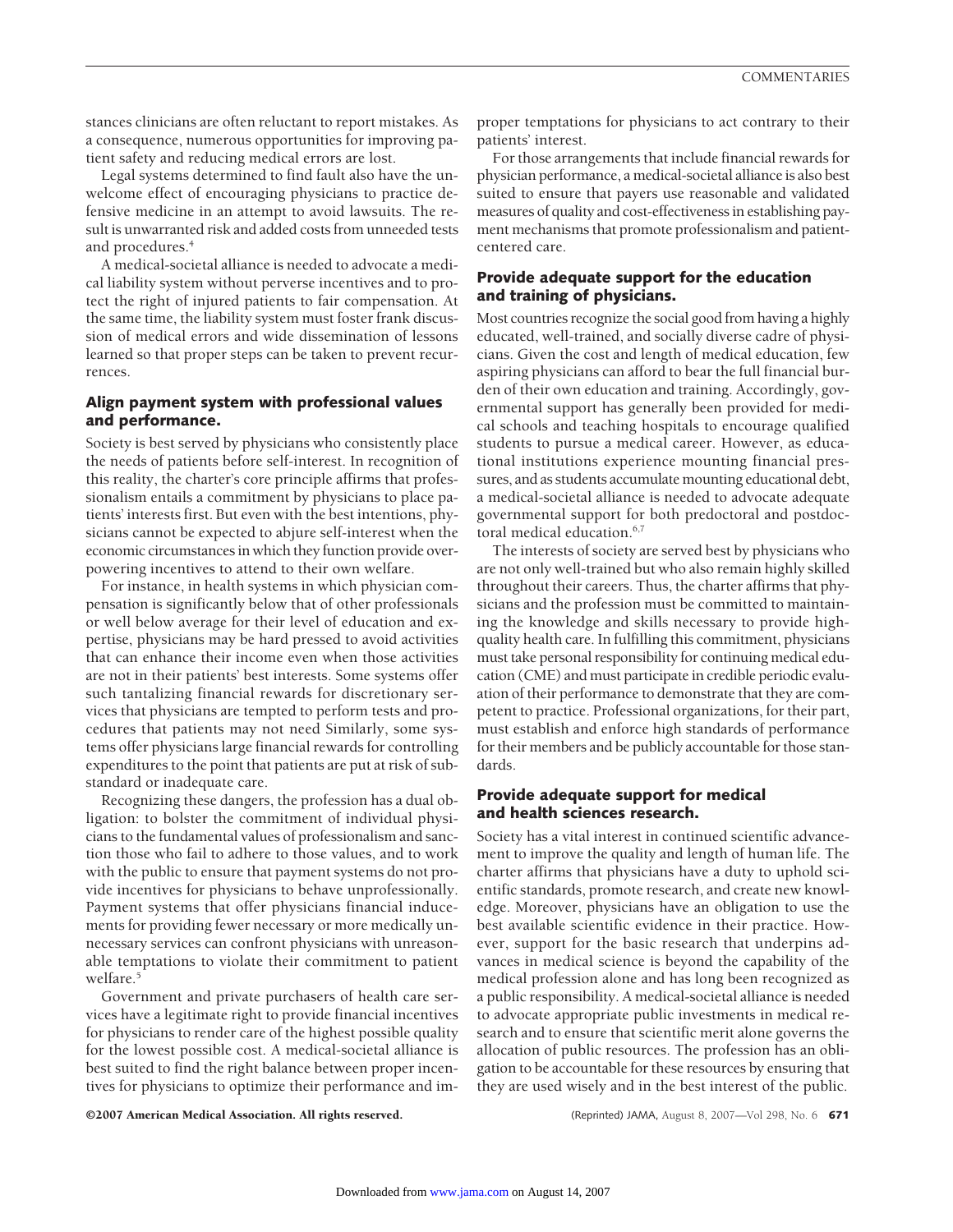stances clinicians are often reluctant to report mistakes. As a consequence, numerous opportunities for improving patient safety and reducing medical errors are lost.

Legal systems determined to find fault also have the unwelcome effect of encouraging physicians to practice defensive medicine in an attempt to avoid lawsuits. The result is unwarranted risk and added costs from unneeded tests and procedures.[4]

A medical-societal alliance is needed to advocate a medical liability system without perverse incentives and to protect the right of injured patients to fair compensation. At the same time, the liability system must foster frank discussion of medical errors and wide dissemination of lessons learned so that proper steps can be taken to prevent recurrences.

## Align payment system with professional values and performance.

Society is best served by physicians who consistently place the needs of patients before self-interest. In recognition of this reality, the charter's core principle affirms that professionalism entails a commitment by physicians to place patients' interests first. But even with the best intentions, physicians cannot be expected to abjure self-interest when the economic circumstances in which they function provide overpowering incentives to attend to their own welfare.

For instance, in health systems in which physician compensation is significantly below that of other professionals or well below average for their level of education and expertise, physicians may be hard pressed to avoid activities that can enhance their income even when those activities are not in their patients' best interests. Some systems offer such tantalizing financial rewards for discretionary services that physicians are tempted to perform tests and procedures that patients may not need Similarly, some systems offer physicians large financial rewards for controlling expenditures to the point that patients are put at risk of substandard or inadequate care.

Recognizing these dangers, the profession has a dual obligation: to bolster the commitment of individual physicians to the fundamental values of professionalism and sanction those who fail to adhere to those values, and to work with the public to ensure that payment systems do not provide incentives for physicians to behave unprofessionally. Payment systems that offer physicians financial inducements for providing fewer necessary or more medically unnecessary services can confront physicians with unreasonable temptations to violate their commitment to patient welfare.[5]

Government and private purchasers of health care services have a legitimate right to provide financial incentives for physicians to render care of the highest possible quality for the lowest possible cost. A medical-societal alliance is best suited to find the right balance between proper incentives for physicians to optimize their performance and improper temptations for physicians to act contrary to their patients' interest.

For those arrangements that include financial rewards for physician performance, a medical-societal alliance is also best suited to ensure that payers use reasonable and validated measures of quality and cost-effectiveness in establishing payment mechanisms that promote professionalism and patient-centered care.

## Provide adequate support for the education and training of physicians.

Most countries recognize the social good from having a highly educated, well-trained, and socially diverse cadre of physicians. Given the cost and length of medical education, few aspiring physicians can afford to bear the full financial burden of their own education and training. Accordingly, governmental support has generally been provided for medical schools and teaching hospitals to encourage qualified students to pursue a medical career. However, as educational institutions experience mounting financial pressures, and as students accumulate mounting educational debt, a medical-societal alliance is needed to advocate adequate governmental support for both predoctoral and postdoctoral medical education.[6,7]

The interests of society are served best by physicians who are not only well-trained but who also remain highly skilled throughout their careers. Thus, the charter affirms that physicians and the profession must be committed to maintaining the knowledge and skills necessary to provide high-quality health care. In fulfilling this commitment, physicians must take personal responsibility for continuing medical education (CME) and must participate in credible periodic evaluation of their performance to demonstrate that they are competent to practice. Professional organizations, for their part, must establish and enforce high standards of performance for their members and be publicly accountable for those standards.

## Provide adequate support for medical and health sciences research.

Society has a vital interest in continued scientific advancement to improve the quality and length of human life. The charter affirms that physicians have a duty to uphold scientific standards, promote research, and create new knowledge. Moreover, physicians have an obligation to use the best available scientific evidence in their practice. However, support for the basic research that underpins advances in medical science is beyond the capability of the medical profession alone and has long been recognized as a public responsibility. A medical-societal alliance is needed to advocate appropriate public investments in medical research and to ensure that scientific merit alone governs the allocation of public resources. The profession has an obligation to be accountable for these resources by ensuring that they are used wisely and in the best interest of the public.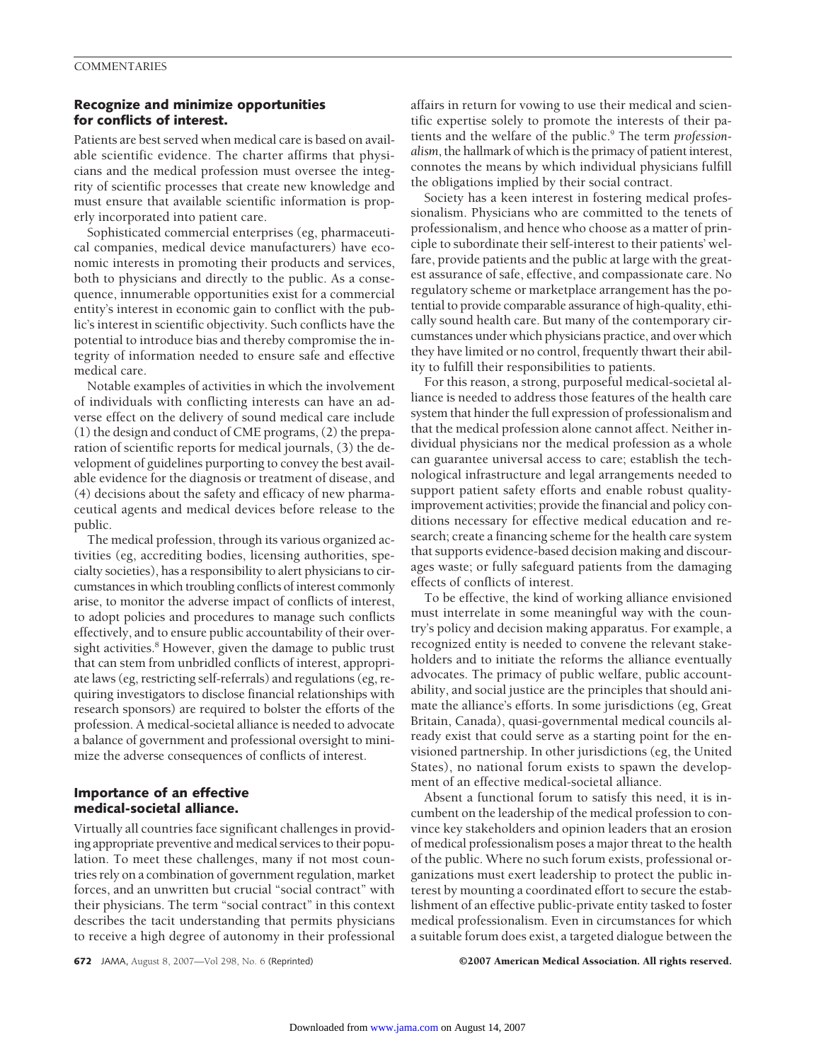### Recognize and minimize opportunities for conflicts of interest.

Patients are best served when medical care is based on available scientific evidence. The charter affirms that physicians and the medical profession must oversee the integrity of scientific processes that create new knowledge and must ensure that available scientific information is properly incorporated into patient care.

Sophisticated commercial enterprises (eg, pharmaceutical companies, medical device manufacturers) have economic interests in promoting their products and services, both to physicians and directly to the public. As a consequence, innumerable opportunities exist for a commercial entity's interest in economic gain to conflict with the public's interest in scientific objectivity. Such conflicts have the potential to introduce bias and thereby compromise the integrity of information needed to ensure safe and effective medical care.

Notable examples of activities in which the involvement of individuals with conflicting interests can have an adverse effect on the delivery of sound medical care include (1) the design and conduct of CME programs, (2) the preparation of scientific reports for medical journals, (3) the development of guidelines purporting to convey the best available evidence for the diagnosis or treatment of disease, and (4) decisions about the safety and efficacy of new pharmaceutical agents and medical devices before release to the public.

The medical profession, through its various organized activities (eg, accrediting bodies, licensing authorities, specialty societies), has a responsibility to alert physicians to circumstances in which troubling conflicts of interest commonly arise, to monitor the adverse impact of conflicts of interest, to adopt policies and procedures to manage such conflicts effectively, and to ensure public accountability of their oversight activities.[8] However, given the damage to public trust that can stem from unbridled conflicts of interest, appropriate laws (eg, restricting self-referrals) and regulations (eg, requiring investigators to disclose financial relationships with research sponsors) are required to bolster the efforts of the profession. A medical-societal alliance is needed to advocate a balance of government and professional oversight to minimize the adverse consequences of conflicts of interest.

### Importance of an effective medical-societal alliance.

Virtually all countries face significant challenges in providing appropriate preventive and medical services to their population. To meet these challenges, many if not most countries rely on a combination of government regulation, market forces, and an unwritten but crucial "social contract" with their physicians. The term "social contract" in this context describes the tacit understanding that permits physicians to receive a high degree of autonomy in their professional affairs in return for vowing to use their medical and scientific expertise solely to promote the interests of their patients and the welfare of the public.[9] The term *professionalism*, the hallmark of which is the primacy of patient interest, connotes the means by which individual physicians fulfill the obligations implied by their social contract.

Society has a keen interest in fostering medical professionalism. Physicians who are committed to the tenets of professionalism, and hence who choose as a matter of principle to subordinate their self-interest to their patients' welfare, provide patients and the public at large with the greatest assurance of safe, effective, and compassionate care. No regulatory scheme or marketplace arrangement has the potential to provide comparable assurance of high-quality, ethically sound health care. But many of the contemporary circumstances under which physicians practice, and over which they have limited or no control, frequently thwart their ability to fulfill their responsibilities to patients.

For this reason, a strong, purposeful medical-societal alliance is needed to address those features of the health care system that hinder the full expression of professionalism and that the medical profession alone cannot affect. Neither individual physicians nor the medical profession as a whole can guarantee universal access to care; establish the technological infrastructure and legal arrangements needed to support patient safety efforts and enable robust quality-improvement activities; provide the financial and policy conditions necessary for effective medical education and research; create a financing scheme for the health care system that supports evidence-based decision making and discourages waste; or fully safeguard patients from the damaging effects of conflicts of interest.

To be effective, the kind of working alliance envisioned must interrelate in some meaningful way with the country's policy and decision making apparatus. For example, a recognized entity is needed to convene the relevant stakeholders and to initiate the reforms the alliance eventually advocates. The primacy of public welfare, public accountability, and social justice are the principles that should animate the alliance's efforts. In some jurisdictions (eg, Great Britain, Canada), quasi-governmental medical councils already exist that could serve as a starting point for the envisioned partnership. In other jurisdictions (eg, the United States), no national forum exists to spawn the development of an effective medical-societal alliance.

Absent a functional forum to satisfy this need, it is incumbent on the leadership of the medical profession to convince key stakeholders and opinion leaders that an erosion of medical professionalism poses a major threat to the health of the public. Where no such forum exists, professional organizations must exert leadership to protect the public interest by mounting a coordinated effort to secure the establishment of an effective public-private entity tasked to foster medical professionalism. Even in circumstances for which a suitable forum does exist, a targeted dialogue between the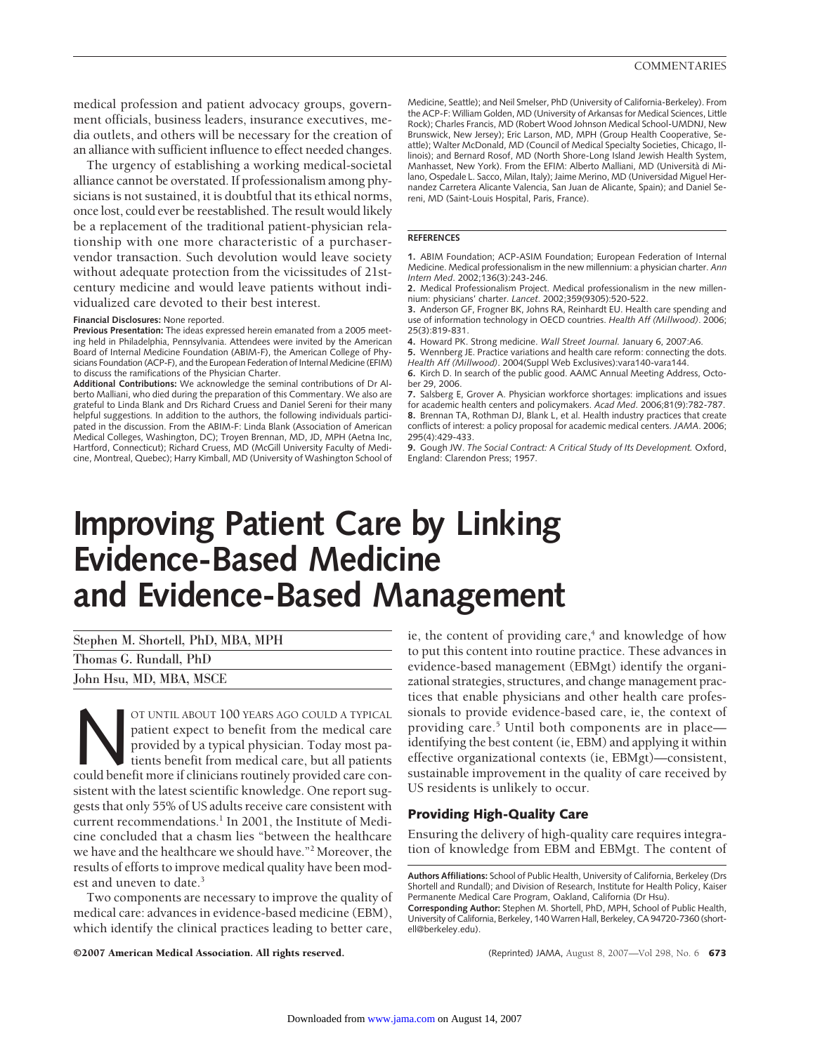medical profession and patient advocacy groups, government officials, business leaders, insurance executives, media outlets, and others will be necessary for the creation of an alliance with sufficient influence to effect needed changes.

The urgency of establishing a working medical-societal alliance cannot be overstated. If professionalism among physicians is not sustained, it is doubtful that its ethical norms, once lost, could ever be reestablished. The result would likely be a replacement of the traditional patient-physician relationship with one more characteristic of a purchaser-vendor transaction. Such devolution would leave society without adequate protection from the vicissitudes of 21st-century medicine and would leave patients without individualized care devoted to their best interest.

**Financial Disclosures:** None reported.

**Previous Presentation:** The ideas expressed herein emanated from a 2005 meeting held in Philadelphia, Pennsylvania. Attendees were invited by the American Board of Internal Medicine Foundation (ABIM-F), the American College of Physicians Foundation (ACP-F), and the European Federation of Internal Medicine (EFIM) to discuss the ramifications of the Physician Charter.

**Additional Contributions:** We acknowledge the seminal contributions of Dr Alberto Malliani, who died during the preparation of this Commentary. We also are grateful to Linda Blank and Drs Richard Cruess and Daniel Sereni for their many helpful suggestions. In addition to the authors, the following individuals participated in the discussion. From the ABIM-F: Linda Blank (Association of American Medical Colleges, Washington, DC); Troyen Brennan, MD, JD, MPH (Aetna Inc, Hartford, Connecticut); Richard Cruess, MD (McGill University Faculty of Medicine, Montreal, Quebec); Harry Kimball, MD (University of Washington School of Medicine, Seattle); and Neil Smelser, PhD (University of California-Berkeley). From the ACP-F: William Golden, MD (University of Arkansas for Medical Sciences, Little Rock); Charles Francis, MD (Robert Wood Johnson Medical School-UMDNJ, New Brunswick, New Jersey); Eric Larson, MD, MPH (Group Health Cooperative, Seattle); Walter McDonald, MD (Council of Medical Specialty Societies, Chicago, Illinois); and Bernard Rosof, MD (North Shore-Long Island Jewish Health System, Manhasset, New York). From the EFIM: Alberto Malliani, MD (Università di Milano, Ospedale L. Sacco, Milan, Italy); Jaime Merino, MD (Universidad Miguel Hernandez Carretera Alicante Valencia, San Juan de Alicante, Spain); and Daniel Sereni, MD (Saint-Louis Hospital, Paris, France).

## REFERENCES

1. ABIM Foundation; ACP-ASIM Foundation; European Federation of Internal Medicine. Medical professionalism in the new millennium: a physician charter. *Ann Intern Med*. 2002;136(3):243-246.
2. Medical Professionalism Project. Medical professionalism in the new millennium: physicians' charter. *Lancet*. 2002;359(9305):520-522.
3. Anderson GF, Frogner BK, Johns RA, Reinhardt EU. Health care spending and use of information technology in OECD countries. *Health Aff (Millwood)*. 2006;25(3):819-831.
4. Howard PK. Strong medicine. *Wall Street Journal.* January 6, 2007:A6.
5. Wennberg JE. Practice variations and health care reform: connecting the dots. *Health Aff (Millwood)*. 2004(Suppl Web Exclusives):var140-var144.
6. Kirch D. In search of the public good. AAMC Annual Meeting Address, October 29, 2006.
7. Salsberg E, Grover A. Physician workforce shortages: implications and issues for academic health centers and policymakers. *Acad Med*. 2006;81(9):782-787.
8. Brennan TA, Rothman DJ, Blank L, et al. Health industry practices that create conflicts of interest: a policy proposal for academic medical centers. *JAMA*. 2006;295(4):429-433.
9. Gough JW. *The Social Contract: A Critical Study of Its Development.* Oxford, England: Clarendon Press; 1957.

# Improving Patient Care by Linking Evidence-Based Medicine and Evidence-Based Management

Stephen M. Shortell, PhD, MBA, MPH

Thomas G. Rundall, PhD

John Hsu, MD, MBA, MSCE

NOT UNTIL ABOUT 100 YEARS AGO COULD A TYPICAL patient expect to benefit from the medical care provided by a typical physician. Today most patients benefit from medical care, but all patients could benefit more if clinicians routinely provided care consistent with the latest scientific knowledge. One report suggests that only 55% of US adults receive care consistent with current recommendations.[1] In 2001, the Institute of Medicine concluded that a chasm lies "between the healthcare we have and the healthcare we should have."[2] Moreover, the results of efforts to improve medical quality have been modest and uneven to date.[3]

Two components are necessary to improve the quality of medical care: advances in evidence-based medicine (EBM), which identify the clinical practices leading to better care, ie, the content of providing care,[4] and knowledge of how to put this content into routine practice. These advances in evidence-based management (EBMgt) identify the organizational strategies, structures, and change management practices that enable physicians and other health care professionals to provide evidence-based care, ie, the context of providing care.[5] Until both components are in place—identifying the best content (ie, EBM) and applying it within effective organizational contexts (ie, EBMgt)—consistent, sustainable improvement in the quality of care received by US residents is unlikely to occur.

## Providing High-Quality Care

Ensuring the delivery of high-quality care requires integration of knowledge from EBM and EBMgt. The content of

**Authors Affiliations:** School of Public Health, University of California, Berkeley (Drs Shortell and Rundall); and Division of Research, Institute for Health Policy, Kaiser Permanente Medical Care Program, Oakland, California (Dr Hsu).

**Corresponding Author:** Stephen M. Shortell, PhD, MPH, School of Public Health, University of California, Berkeley, 140 Warren Hall, Berkeley, CA 94720-7360 (shortell@berkeley.edu).